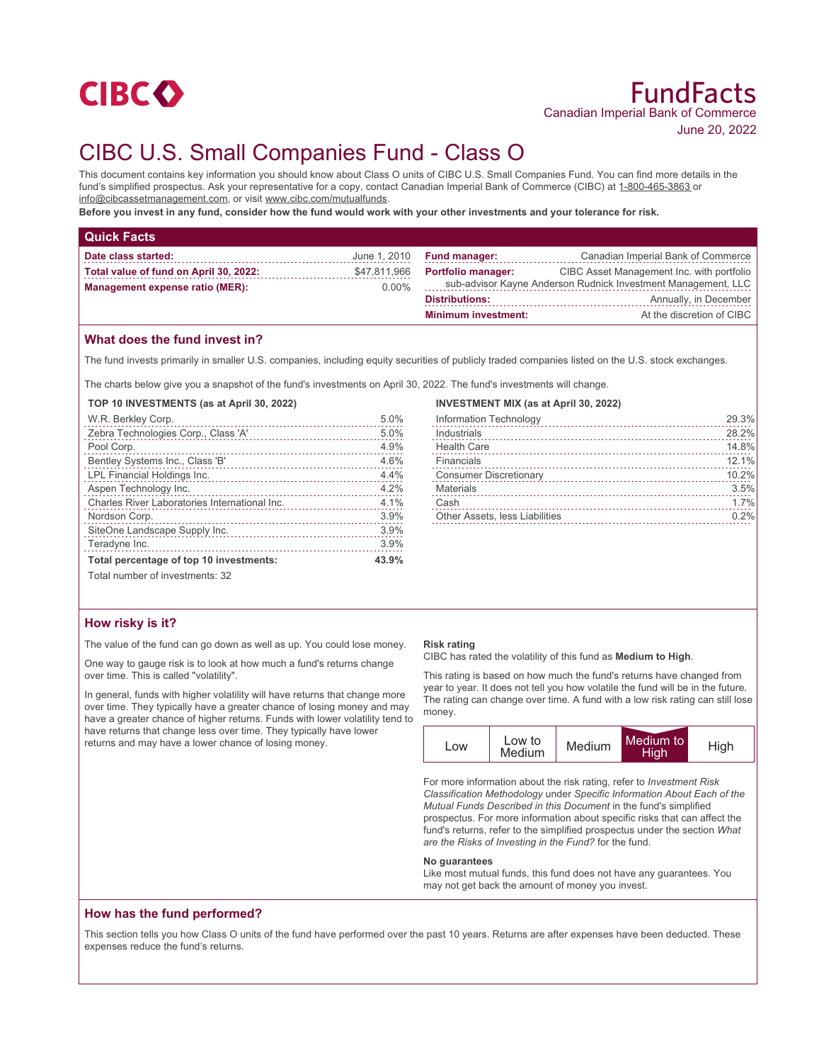# FundFacts

Canadian Imperial Bank of Commerce

June 20, 2022

# CIBC U.S. Small Companies Fund - Class O

This document contains key information you should know about Class O units of CIBC U.S. Small Companies Fund. You can find more details in the fund's simplified prospectus. Ask your representative for a copy, contact Canadian Imperial Bank of Commerce (CIBC) at 1-800-465-3863 or info@cibcassetmanagement.com, or visit www.cibc.com/mutualfunds.

**Before you invest in any fund, consider how the fund would work with your other investments and your tolerance for risk.**

## Quick Facts

| | |
|---|---|
| **Date class started:** | June 1, 2010 |
| **Total value of fund on April 30, 2022:** | $47,811,966 |
| **Management expense ratio (MER):** | 0.00% |
| **Fund manager:** | Canadian Imperial Bank of Commerce |
| **Portfolio manager:** | CIBC Asset Management Inc. with portfolio sub-advisor Kayne Anderson Rudnick Investment Management, LLC |
| **Distributions:** | Annually, in December |
| **Minimum investment:** | At the discretion of CIBC |

## What does the fund invest in?

The fund invests primarily in smaller U.S. companies, including equity securities of publicly traded companies listed on the U.S. stock exchanges.

The charts below give you a snapshot of the fund's investments on April 30, 2022. The fund's investments will change.

**TOP 10 INVESTMENTS (as at April 30, 2022)**

| Investment | % |
|---|---|
| W.R. Berkley Corp. | 5.0% |
| Zebra Technologies Corp., Class 'A' | 5.0% |
| Pool Corp. | 4.9% |
| Bentley Systems Inc., Class 'B' | 4.6% |
| LPL Financial Holdings Inc. | 4.4% |
| Aspen Technology Inc. | 4.2% |
| Charles River Laboratories International Inc. | 4.1% |
| Nordson Corp. | 3.9% |
| SiteOne Landscape Supply Inc. | 3.9% |
| Teradyne Inc. | 3.9% |
| **Total percentage of top 10 investments:** | **43.9%** |

Total number of investments: 32

**INVESTMENT MIX (as at April 30, 2022)**

| Sector | % |
|---|---|
| Information Technology | 29.3% |
| Industrials | 28.2% |
| Health Care | 14.8% |
| Financials | 12.1% |
| Consumer Discretionary | 10.2% |
| Materials | 3.5% |
| Cash | 1.7% |
| Other Assets, less Liabilities | 0.2% |

## How risky is it?

The value of the fund can go down as well as up. You could lose money.

One way to gauge risk is to look at how much a fund's returns change over time. This is called "volatility".

In general, funds with higher volatility will have returns that change more over time. They typically have a greater chance of losing money and may have a greater chance of higher returns. Funds with lower volatility tend to have returns that change less over time. They typically have lower returns and may have a lower chance of losing money.

**Risk rating**

CIBC has rated the volatility of this fund as **Medium to High**.

This rating is based on how much the fund's returns have changed from year to year. It does not tell you how volatile the fund will be in the future. The rating can change over time. A fund with a low risk rating can still lose money.

| Low | Low to Medium | Medium | **Medium to High** | High |
|---|---|---|---|---|

For more information about the risk rating, refer to *Investment Risk Classification Methodology* under *Specific Information About Each of the Mutual Funds Described in this Document* in the fund's simplified prospectus. For more information about specific risks that can affect the fund's returns, refer to the simplified prospectus under the section *What are the Risks of Investing in the Fund?* for the fund.

**No guarantees**

Like most mutual funds, this fund does not have any guarantees. You may not get back the amount of money you invest.

## How has the fund performed?

This section tells you how Class O units of the fund have performed over the past 10 years. Returns are after expenses have been deducted. These expenses reduce the fund's returns.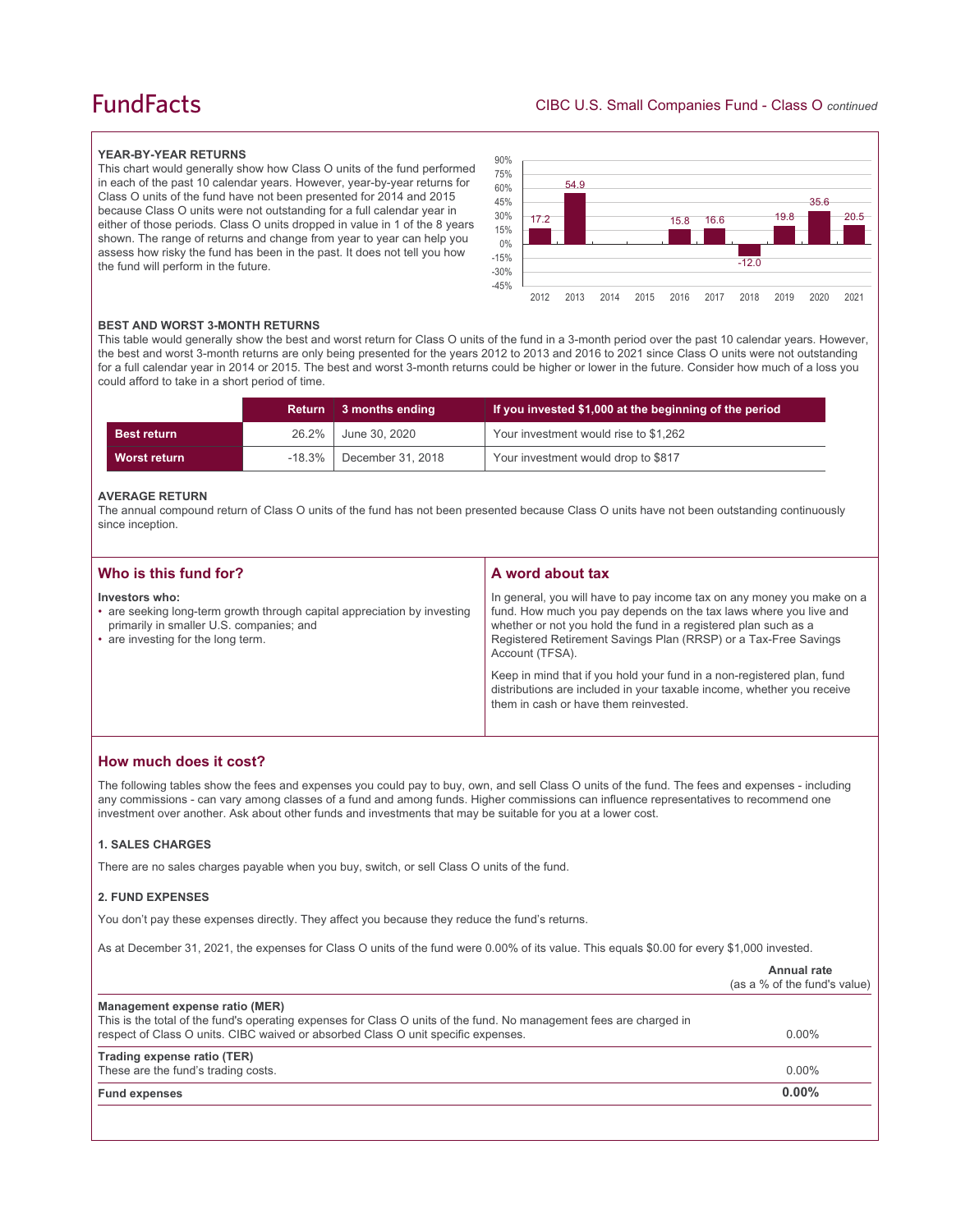### YEAR-BY-YEAR RETURNS

This chart would generally show how Class O units of the fund performed in each of the past 10 calendar years. However, year-by-year returns for Class O units of the fund have not been presented for 2014 and 2015 because Class O units were not outstanding for a full calendar year in either of those periods. Class O units dropped in value in 1 of the 8 years shown. The range of returns and change from year to year can help you assess how risky the fund has been in the past. It does not tell you how the fund will perform in the future.

| Year | 2012 | 2013 | 2014 | 2015 | 2016 | 2017 | 2018 | 2019 | 2020 | 2021 |
|---|---|---|---|---|---|---|---|---|---|---|
| Return (%) | 17.2 | 54.9 | | | 15.8 | 16.6 | -12.0 | 19.8 | 35.6 | 20.5 |

### BEST AND WORST 3-MONTH RETURNS

This table would generally show the best and worst return for Class O units of the fund in a 3-month period over the past 10 calendar years. However, the best and worst 3-month returns are only being presented for the years 2012 to 2013 and 2016 to 2021 since Class O units were not outstanding for a full calendar year in 2014 or 2015. The best and worst 3-month returns could be higher or lower in the future. Consider how much of a loss you could afford to take in a short period of time.

| | Return | 3 months ending | If you invested $1,000 at the beginning of the period |
|---|---|---|---|
| **Best return** | 26.2% | June 30, 2020 | Your investment would rise to $1,262 |
| **Worst return** | -18.3% | December 31, 2018 | Your investment would drop to $817 |

### AVERAGE RETURN

The annual compound return of Class O units of the fund has not been presented because Class O units have not been outstanding continuously since inception.

## Who is this fund for?

**Investors who:**

- are seeking long-term growth through capital appreciation by investing primarily in smaller U.S. companies; and
- are investing for the long term.

## A word about tax

In general, you will have to pay income tax on any money you make on a fund. How much you pay depends on the tax laws where you live and whether or not you hold the fund in a registered plan such as a Registered Retirement Savings Plan (RRSP) or a Tax-Free Savings Account (TFSA).

Keep in mind that if you hold your fund in a non-registered plan, fund distributions are included in your taxable income, whether you receive them in cash or have them reinvested.

## How much does it cost?

The following tables show the fees and expenses you could pay to buy, own, and sell Class O units of the fund. The fees and expenses - including any commissions - can vary among classes of a fund and among funds. Higher commissions can influence representatives to recommend one investment over another. Ask about other funds and investments that may be suitable for you at a lower cost.

### 1. SALES CHARGES

There are no sales charges payable when you buy, switch, or sell Class O units of the fund.

### 2. FUND EXPENSES

You don't pay these expenses directly. They affect you because they reduce the fund's returns.

As at December 31, 2021, the expenses for Class O units of the fund were 0.00% of its value. This equals $0.00 for every $1,000 invested.

| | Annual rate (as a % of the fund's value) |
|---|---|
| **Management expense ratio (MER)**<br>This is the total of the fund's operating expenses for Class O units of the fund. No management fees are charged in respect of Class O units. CIBC waived or absorbed Class O unit specific expenses. | 0.00% |
| **Trading expense ratio (TER)**<br>These are the fund's trading costs. | 0.00% |
| **Fund expenses** | **0.00%** |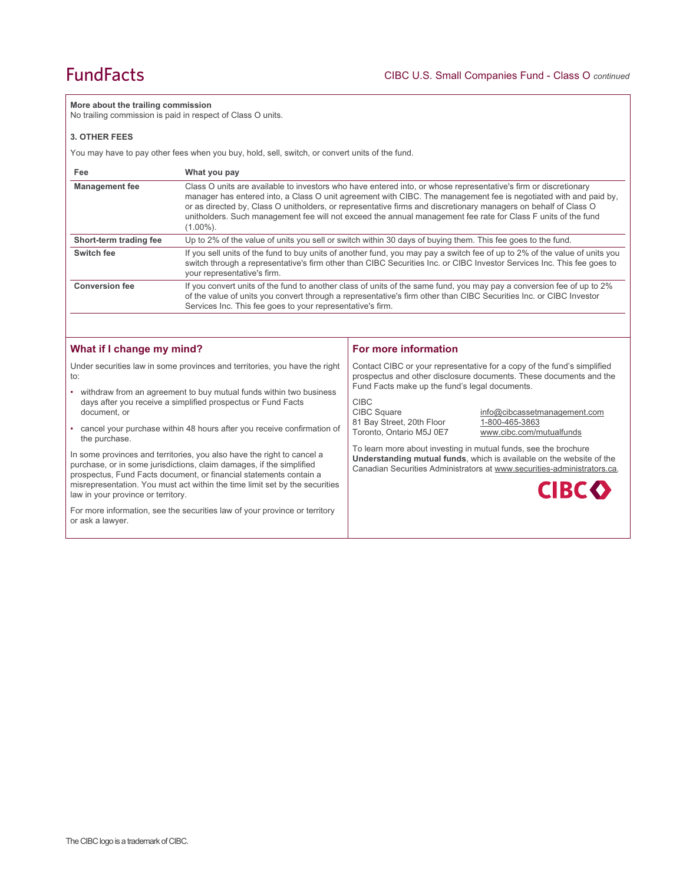**More about the trailing commission**
No trailing commission is paid in respect of Class O units.

**3. OTHER FEES**

You may have to pay other fees when you buy, hold, sell, switch, or convert units of the fund.

| Fee | What you pay |
| --- | --- |
| **Management fee** | Class O units are available to investors who have entered into, or whose representative's firm or discretionary manager has entered into, a Class O unit agreement with CIBC. The management fee is negotiated with and paid by, or as directed by, Class O unitholders, or representative firms and discretionary managers on behalf of Class O unitholders. Such management fee will not exceed the annual management fee rate for Class F units of the fund (1.00%). |
| **Short-term trading fee** | Up to 2% of the value of units you sell or switch within 30 days of buying them. This fee goes to the fund. |
| **Switch fee** | If you sell units of the fund to buy units of another fund, you may pay a switch fee of up to 2% of the value of units you switch through a representative's firm other than CIBC Securities Inc. or CIBC Investor Services Inc. This fee goes to your representative's firm. |
| **Conversion fee** | If you convert units of the fund to another class of units of the same fund, you may pay a conversion fee of up to 2% of the value of units you convert through a representative's firm other than CIBC Securities Inc. or CIBC Investor Services Inc. This fee goes to your representative's firm. |

## What if I change my mind?

Under securities law in some provinces and territories, you have the right to:

- withdraw from an agreement to buy mutual funds within two business days after you receive a simplified prospectus or Fund Facts document, or
- cancel your purchase within 48 hours after you receive confirmation of the purchase.

In some provinces and territories, you also have the right to cancel a purchase, or in some jurisdictions, claim damages, if the simplified prospectus, Fund Facts document, or financial statements contain a misrepresentation. You must act within the time limit set by the securities law in your province or territory.

For more information, see the securities law of your province or territory or ask a lawyer.

## For more information

Contact CIBC or your representative for a copy of the fund's simplified prospectus and other disclosure documents. These documents and the Fund Facts make up the fund's legal documents.

CIBC
CIBC Square
81 Bay Street, 20th Floor
Toronto, Ontario M5J 0E7

info@cibcassetmanagement.com
1-800-465-3863
www.cibc.com/mutualfunds

To learn more about investing in mutual funds, see the brochure **Understanding mutual funds**, which is available on the website of the Canadian Securities Administrators at www.securities-administrators.ca.

The CIBC logo is a trademark of CIBC.